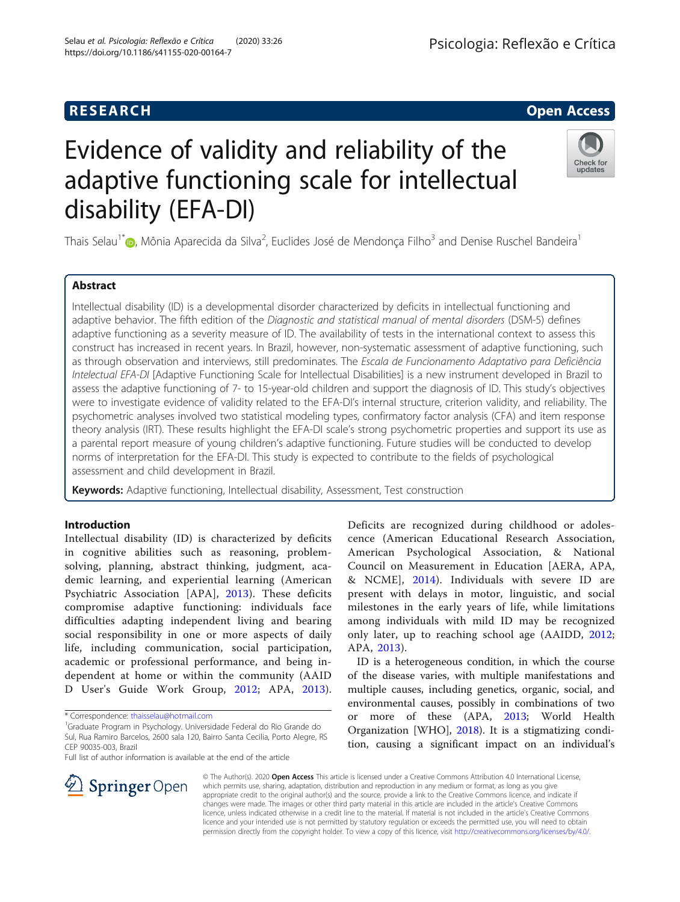RESEARCH

Open Access

# Evidence of validity and reliability of the adaptive functioning scale for intellectual disability (EFA-DI)

Thais Selau[1*], Mônia Aparecida da Silva[2], Euclides José de Mendonça Filho[3] and Denise Ruschel Bandeira[1]

## Abstract

Intellectual disability (ID) is a developmental disorder characterized by deficits in intellectual functioning and adaptive behavior. The fifth edition of the *Diagnostic and statistical manual of mental disorders* (DSM-5) defines adaptive functioning as a severity measure of ID. The availability of tests in the international context to assess this construct has increased in recent years. In Brazil, however, non-systematic assessment of adaptive functioning, such as through observation and interviews, still predominates. The *Escala de Funcionamento Adaptativo para Deficiência Intelectual EFA-DI* [Adaptive Functioning Scale for Intellectual Disabilities] is a new instrument developed in Brazil to assess the adaptive functioning of 7- to 15-year-old children and support the diagnosis of ID. This study's objectives were to investigate evidence of validity related to the EFA-DI's internal structure, criterion validity, and reliability. The psychometric analyses involved two statistical modeling types, confirmatory factor analysis (CFA) and item response theory analysis (IRT). These results highlight the EFA-DI scale's strong psychometric properties and support its use as a parental report measure of young children's adaptive functioning. Future studies will be conducted to develop norms of interpretation for the EFA-DI. This study is expected to contribute to the fields of psychological assessment and child development in Brazil.

**Keywords:** Adaptive functioning, Intellectual disability, Assessment, Test construction

## Introduction

Intellectual disability (ID) is characterized by deficits in cognitive abilities such as reasoning, problem-solving, planning, abstract thinking, judgment, academic learning, and experiential learning (American Psychiatric Association [APA], 2013). These deficits compromise adaptive functioning: individuals face difficulties adapting independent living and bearing social responsibility in one or more aspects of daily life, including communication, social participation, academic or professional performance, and being independent at home or within the community (AAIDD User's Guide Work Group, 2012; APA, 2013). Deficits are recognized during childhood or adolescence (American Educational Research Association, American Psychological Association, & National Council on Measurement in Education [AERA, APA, & NCME], 2014). Individuals with severe ID are present with delays in motor, linguistic, and social milestones in the early years of life, while limitations among individuals with mild ID may be recognized only later, up to reaching school age (AAIDD, 2012; APA, 2013).

ID is a heterogeneous condition, in which the course of the disease varies, with multiple manifestations and multiple causes, including genetics, organic, social, and environmental causes, possibly in combinations of two or more of these (APA, 2013; World Health Organization [WHO], 2018). It is a stigmatizing condition, causing a significant impact on an individual's

\* Correspondence: thaisselau@hotmail.com

[1]Graduate Program in Psychology. Universidade Federal do Rio Grande do Sul, Rua Ramiro Barcelos, 2600 sala 120, Bairro Santa Cecilia, Porto Alegre, RS CEP 90035-003, Brazil

Full list of author information is available at the end of the article

© The Author(s). 2020 **Open Access** This article is licensed under a Creative Commons Attribution 4.0 International License, which permits use, sharing, adaptation, distribution and reproduction in any medium or format, as long as you give appropriate credit to the original author(s) and the source, provide a link to the Creative Commons licence, and indicate if changes were made. The images or other third party material in this article are included in the article's Creative Commons licence, unless indicated otherwise in a credit line to the material. If material is not included in the article's Creative Commons licence and your intended use is not permitted by statutory regulation or exceeds the permitted use, you will need to obtain permission directly from the copyright holder. To view a copy of this licence, visit http://creativecommons.org/licenses/by/4.0/.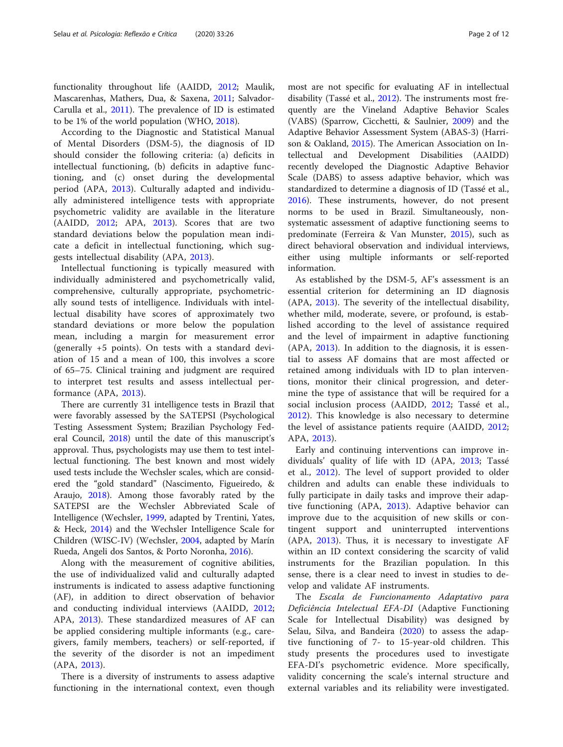functionality throughout life (AAIDD, 2012; Maulik, Mascarenhas, Mathers, Dua, & Saxena, 2011; Salvador-Carulla et al., 2011). The prevalence of ID is estimated to be 1% of the world population (WHO, 2018).

According to the Diagnostic and Statistical Manual of Mental Disorders (DSM-5), the diagnosis of ID should consider the following criteria: (a) deficits in intellectual functioning, (b) deficits in adaptive functioning, and (c) onset during the developmental period (APA, 2013). Culturally adapted and individually administered intelligence tests with appropriate psychometric validity are available in the literature (AAIDD, 2012; APA, 2013). Scores that are two standard deviations below the population mean indicate a deficit in intellectual functioning, which suggests intellectual disability (APA, 2013).

Intellectual functioning is typically measured with individually administered and psychometrically valid, comprehensive, culturally appropriate, psychometrically sound tests of intelligence. Individuals with intellectual disability have scores of approximately two standard deviations or more below the population mean, including a margin for measurement error (generally +5 points). On tests with a standard deviation of 15 and a mean of 100, this involves a score of 65–75. Clinical training and judgment are required to interpret test results and assess intellectual performance (APA, 2013).

There are currently 31 intelligence tests in Brazil that were favorably assessed by the SATEPSI (Psychological Testing Assessment System; Brazilian Psychology Federal Council, 2018) until the date of this manuscript's approval. Thus, psychologists may use them to test intellectual functioning. The best known and most widely used tests include the Wechsler scales, which are considered the "gold standard" (Nascimento, Figueiredo, & Araujo, 2018). Among those favorably rated by the SATEPSI are the Wechsler Abbreviated Scale of Intelligence (Wechsler, 1999, adapted by Trentini, Yates, & Heck, 2014) and the Wechsler Intelligence Scale for Children (WISC-IV) (Wechsler, 2004, adapted by Marín Rueda, Angeli dos Santos, & Porto Noronha, 2016).

Along with the measurement of cognitive abilities, the use of individualized valid and culturally adapted instruments is indicated to assess adaptive functioning (AF), in addition to direct observation of behavior and conducting individual interviews (AAIDD, 2012; APA, 2013). These standardized measures of AF can be applied considering multiple informants (e.g., caregivers, family members, teachers) or self-reported, if the severity of the disorder is not an impediment (APA, 2013).

There is a diversity of instruments to assess adaptive functioning in the international context, even though most are not specific for evaluating AF in intellectual disability (Tassé et al., 2012). The instruments most frequently are the Vineland Adaptive Behavior Scales (VABS) (Sparrow, Cicchetti, & Saulnier, 2009) and the Adaptive Behavior Assessment System (ABAS-3) (Harrison & Oakland, 2015). The American Association on Intellectual and Development Disabilities (AAIDD) recently developed the Diagnostic Adaptive Behavior Scale (DABS) to assess adaptive behavior, which was standardized to determine a diagnosis of ID (Tassé et al., 2016). These instruments, however, do not present norms to be used in Brazil. Simultaneously, non-systematic assessment of adaptive functioning seems to predominate (Ferreira & Van Munster, 2015), such as direct behavioral observation and individual interviews, either using multiple informants or self-reported information.

As established by the DSM-5, AF's assessment is an essential criterion for determining an ID diagnosis (APA, 2013). The severity of the intellectual disability, whether mild, moderate, severe, or profound, is established according to the level of assistance required and the level of impairment in adaptive functioning (APA, 2013). In addition to the diagnosis, it is essential to assess AF domains that are most affected or retained among individuals with ID to plan interventions, monitor their clinical progression, and determine the type of assistance that will be required for a social inclusion process (AAIDD, 2012; Tassé et al., 2012). This knowledge is also necessary to determine the level of assistance patients require (AAIDD, 2012; APA, 2013).

Early and continuing interventions can improve individuals' quality of life with ID (APA, 2013; Tassé et al., 2012). The level of support provided to older children and adults can enable these individuals to fully participate in daily tasks and improve their adaptive functioning (APA, 2013). Adaptive behavior can improve due to the acquisition of new skills or contingent support and uninterrupted interventions (APA, 2013). Thus, it is necessary to investigate AF within an ID context considering the scarcity of valid instruments for the Brazilian population. In this sense, there is a clear need to invest in studies to develop and validate AF instruments.

The *Escala de Funcionamento Adaptativo para Deficiência Intelectual EFA-DI* (Adaptive Functioning Scale for Intellectual Disability) was designed by Selau, Silva, and Bandeira (2020) to assess the adaptive functioning of 7- to 15-year-old children. This study presents the procedures used to investigate EFA-DI's psychometric evidence. More specifically, validity concerning the scale's internal structure and external variables and its reliability were investigated.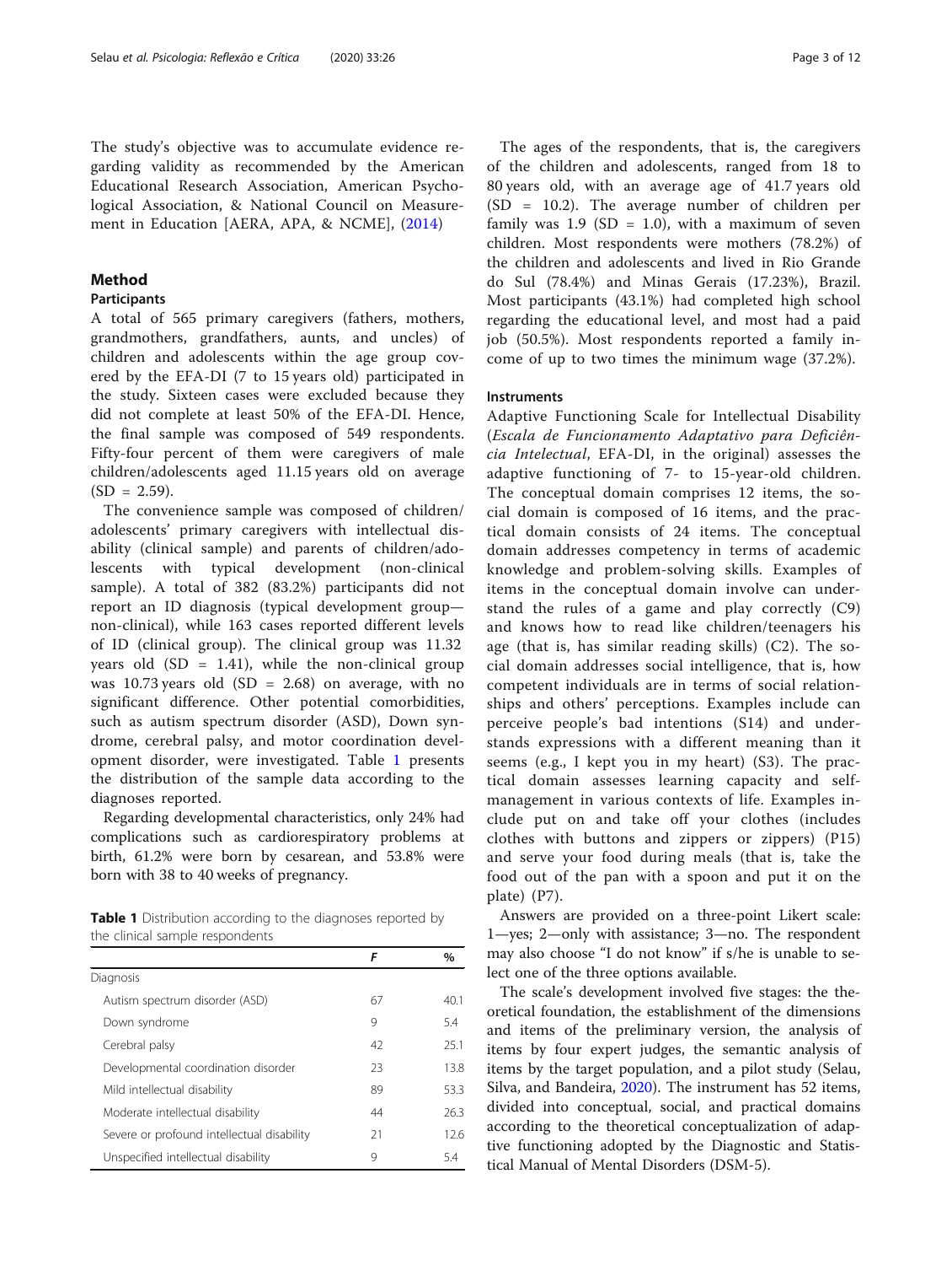The study's objective was to accumulate evidence regarding validity as recommended by the American Educational Research Association, American Psychological Association, & National Council on Measurement in Education [AERA, APA, & NCME], (2014)

## Method

### Participants

A total of 565 primary caregivers (fathers, mothers, grandmothers, grandfathers, aunts, and uncles) of children and adolescents within the age group covered by the EFA-DI (7 to 15 years old) participated in the study. Sixteen cases were excluded because they did not complete at least 50% of the EFA-DI. Hence, the final sample was composed of 549 respondents. Fifty-four percent of them were caregivers of male children/adolescents aged 11.15 years old on average (SD = 2.59).

The convenience sample was composed of children/adolescents' primary caregivers with intellectual disability (clinical sample) and parents of children/adolescents with typical development (non-clinical sample). A total of 382 (83.2%) participants did not report an ID diagnosis (typical development group—non-clinical), while 163 cases reported different levels of ID (clinical group). The clinical group was 11.32 years old (SD = 1.41), while the non-clinical group was 10.73 years old (SD = 2.68) on average, with no significant difference. Other potential comorbidities, such as autism spectrum disorder (ASD), Down syndrome, cerebral palsy, and motor coordination development disorder, were investigated. Table 1 presents the distribution of the sample data according to the diagnoses reported.

Regarding developmental characteristics, only 24% had complications such as cardiorespiratory problems at birth, 61.2% were born by cesarean, and 53.8% were born with 38 to 40 weeks of pregnancy.

**Table 1** Distribution according to the diagnoses reported by the clinical sample respondents

| | *F* | % |
|---|---|---|
| Diagnosis | | |
| Autism spectrum disorder (ASD) | 67 | 40.1 |
| Down syndrome | 9 | 5.4 |
| Cerebral palsy | 42 | 25.1 |
| Developmental coordination disorder | 23 | 13.8 |
| Mild intellectual disability | 89 | 53.3 |
| Moderate intellectual disability | 44 | 26.3 |
| Severe or profound intellectual disability | 21 | 12.6 |
| Unspecified intellectual disability | 9 | 5.4 |

The ages of the respondents, that is, the caregivers of the children and adolescents, ranged from 18 to 80 years old, with an average age of 41.7 years old (SD = 10.2). The average number of children per family was 1.9 (SD = 1.0), with a maximum of seven children. Most respondents were mothers (78.2%) of the children and adolescents and lived in Rio Grande do Sul (78.4%) and Minas Gerais (17.23%), Brazil. Most participants (43.1%) had completed high school regarding the educational level, and most had a paid job (50.5%). Most respondents reported a family income of up to two times the minimum wage (37.2%).

### Instruments

Adaptive Functioning Scale for Intellectual Disability (*Escala de Funcionamento Adaptativo para Deficiência Intelectual*, EFA-DI, in the original) assesses the adaptive functioning of 7- to 15-year-old children. The conceptual domain comprises 12 items, the social domain is composed of 16 items, and the practical domain consists of 24 items. The conceptual domain addresses competency in terms of academic knowledge and problem-solving skills. Examples of items in the conceptual domain involve can understand the rules of a game and play correctly (C9) and knows how to read like children/teenagers his age (that is, has similar reading skills) (C2). The social domain addresses social intelligence, that is, how competent individuals are in terms of social relationships and others' perceptions. Examples include can perceive people's bad intentions (S14) and understands expressions with a different meaning than it seems (e.g., I kept you in my heart) (S3). The practical domain assesses learning capacity and self-management in various contexts of life. Examples include put on and take off your clothes (includes clothes with buttons and zippers or zippers) (P15) and serve your food during meals (that is, take the food out of the pan with a spoon and put it on the plate) (P7).

Answers are provided on a three-point Likert scale: 1—yes; 2—only with assistance; 3—no. The respondent may also choose "I do not know" if s/he is unable to select one of the three options available.

The scale's development involved five stages: the theoretical foundation, the establishment of the dimensions and items of the preliminary version, the analysis of items by four expert judges, the semantic analysis of items by the target population, and a pilot study (Selau, Silva, and Bandeira, 2020). The instrument has 52 items, divided into conceptual, social, and practical domains according to the theoretical conceptualization of adaptive functioning adopted by the Diagnostic and Statistical Manual of Mental Disorders (DSM-5).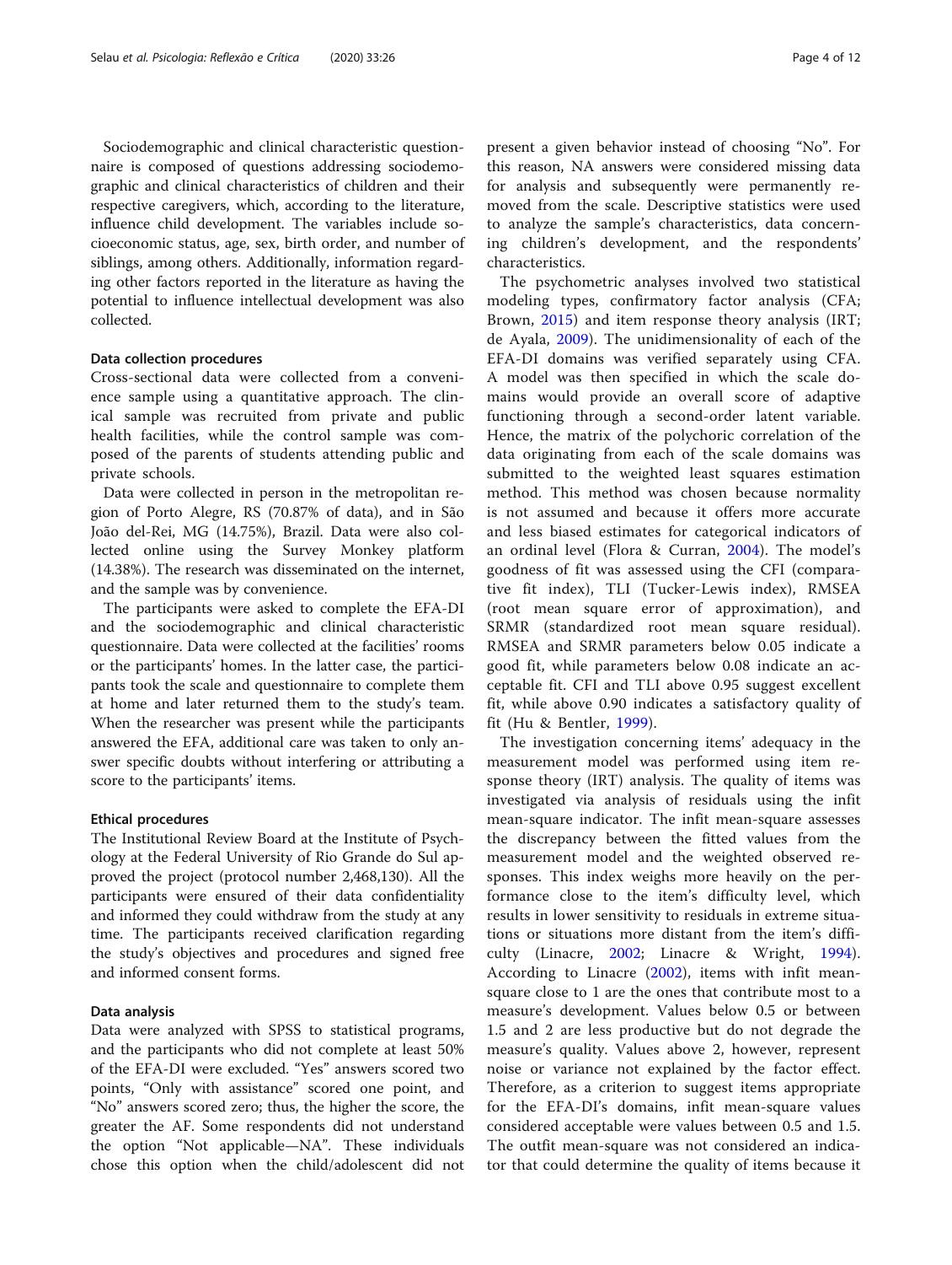Sociodemographic and clinical characteristic questionnaire is composed of questions addressing sociodemographic and clinical characteristics of children and their respective caregivers, which, according to the literature, influence child development. The variables include socioeconomic status, age, sex, birth order, and number of siblings, among others. Additionally, information regarding other factors reported in the literature as having the potential to influence intellectual development was also collected.

#### Data collection procedures

Cross-sectional data were collected from a convenience sample using a quantitative approach. The clinical sample was recruited from private and public health facilities, while the control sample was composed of the parents of students attending public and private schools.

Data were collected in person in the metropolitan region of Porto Alegre, RS (70.87% of data), and in São João del-Rei, MG (14.75%), Brazil. Data were also collected online using the Survey Monkey platform (14.38%). The research was disseminated on the internet, and the sample was by convenience.

The participants were asked to complete the EFA-DI and the sociodemographic and clinical characteristic questionnaire. Data were collected at the facilities' rooms or the participants' homes. In the latter case, the participants took the scale and questionnaire to complete them at home and later returned them to the study's team. When the researcher was present while the participants answered the EFA, additional care was taken to only answer specific doubts without interfering or attributing a score to the participants' items.

#### Ethical procedures

The Institutional Review Board at the Institute of Psychology at the Federal University of Rio Grande do Sul approved the project (protocol number 2,468,130). All the participants were ensured of their data confidentiality and informed they could withdraw from the study at any time. The participants received clarification regarding the study's objectives and procedures and signed free and informed consent forms.

#### Data analysis

Data were analyzed with SPSS to statistical programs, and the participants who did not complete at least 50% of the EFA-DI were excluded. "Yes" answers scored two points, "Only with assistance" scored one point, and "No" answers scored zero; thus, the higher the score, the greater the AF. Some respondents did not understand the option "Not applicable—NA". These individuals chose this option when the child/adolescent did not present a given behavior instead of choosing "No". For this reason, NA answers were considered missing data for analysis and subsequently were permanently removed from the scale. Descriptive statistics were used to analyze the sample's characteristics, data concerning children's development, and the respondents' characteristics.

The psychometric analyses involved two statistical modeling types, confirmatory factor analysis (CFA; Brown, 2015) and item response theory analysis (IRT; de Ayala, 2009). The unidimensionality of each of the EFA-DI domains was verified separately using CFA. A model was then specified in which the scale domains would provide an overall score of adaptive functioning through a second-order latent variable. Hence, the matrix of the polychoric correlation of the data originating from each of the scale domains was submitted to the weighted least squares estimation method. This method was chosen because normality is not assumed and because it offers more accurate and less biased estimates for categorical indicators of an ordinal level (Flora & Curran, 2004). The model's goodness of fit was assessed using the CFI (comparative fit index), TLI (Tucker-Lewis index), RMSEA (root mean square error of approximation), and SRMR (standardized root mean square residual). RMSEA and SRMR parameters below 0.05 indicate a good fit, while parameters below 0.08 indicate an acceptable fit. CFI and TLI above 0.95 suggest excellent fit, while above 0.90 indicates a satisfactory quality of fit (Hu & Bentler, 1999).

The investigation concerning items' adequacy in the measurement model was performed using item response theory (IRT) analysis. The quality of items was investigated via analysis of residuals using the infit mean-square indicator. The infit mean-square assesses the discrepancy between the fitted values from the measurement model and the weighted observed responses. This index weighs more heavily on the performance close to the item's difficulty level, which results in lower sensitivity to residuals in extreme situations or situations more distant from the item's difficulty (Linacre, 2002; Linacre & Wright, 1994). According to Linacre (2002), items with infit mean-square close to 1 are the ones that contribute most to a measure's development. Values below 0.5 or between 1.5 and 2 are less productive but do not degrade the measure's quality. Values above 2, however, represent noise or variance not explained by the factor effect. Therefore, as a criterion to suggest items appropriate for the EFA-DI's domains, infit mean-square values considered acceptable were values between 0.5 and 1.5. The outfit mean-square was not considered an indicator that could determine the quality of items because it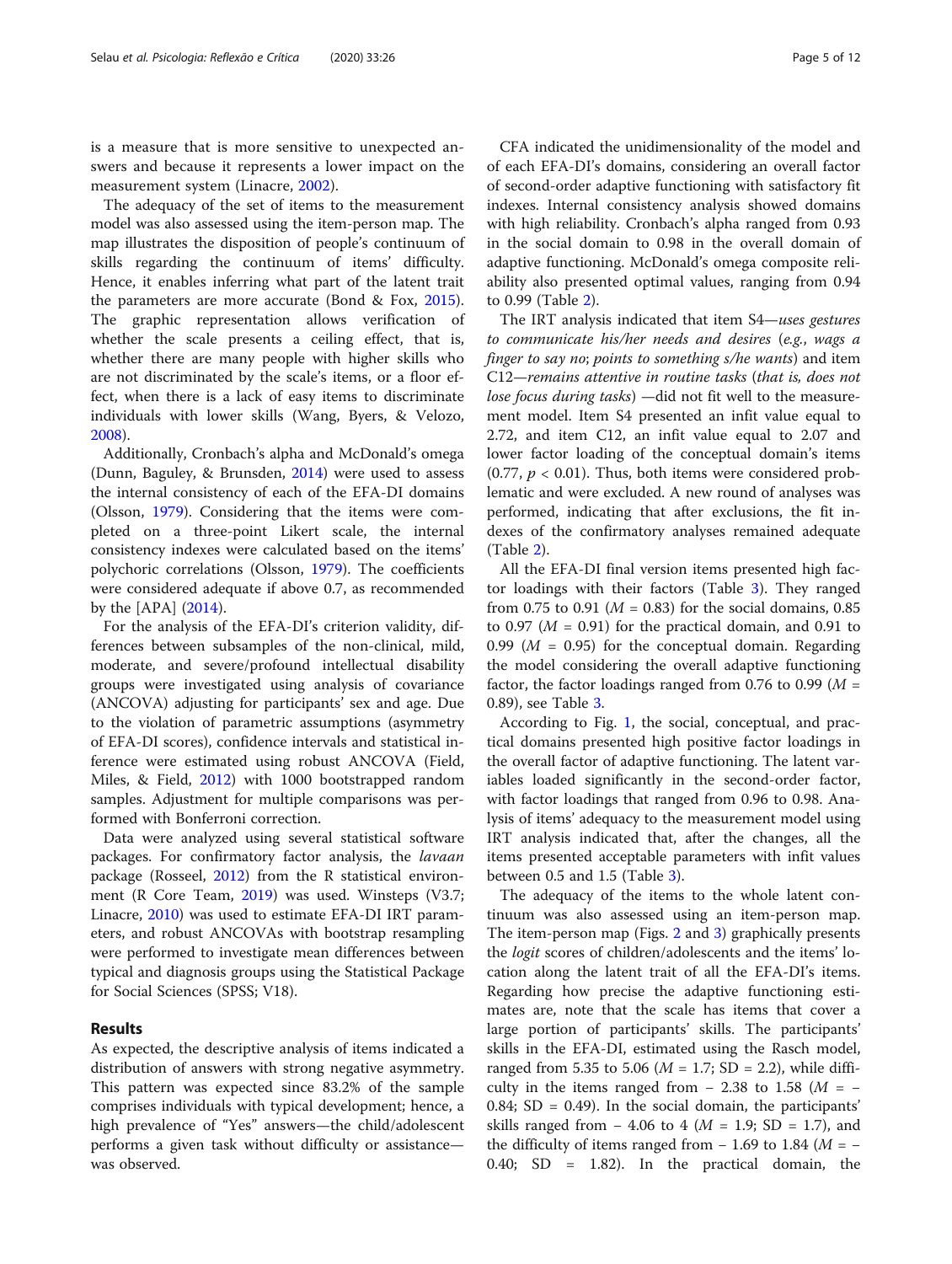is a measure that is more sensitive to unexpected answers and because it represents a lower impact on the measurement system (Linacre, 2002).

The adequacy of the set of items to the measurement model was also assessed using the item-person map. The map illustrates the disposition of people's continuum of skills regarding the continuum of items' difficulty. Hence, it enables inferring what part of the latent trait the parameters are more accurate (Bond & Fox, 2015). The graphic representation allows verification of whether the scale presents a ceiling effect, that is, whether there are many people with higher skills who are not discriminated by the scale's items, or a floor effect, when there is a lack of easy items to discriminate individuals with lower skills (Wang, Byers, & Velozo, 2008).

Additionally, Cronbach's alpha and McDonald's omega (Dunn, Baguley, & Brunsden, 2014) were used to assess the internal consistency of each of the EFA-DI domains (Olsson, 1979). Considering that the items were completed on a three-point Likert scale, the internal consistency indexes were calculated based on the items' polychoric correlations (Olsson, 1979). The coefficients were considered adequate if above 0.7, as recommended by the [APA] (2014).

For the analysis of the EFA-DI's criterion validity, differences between subsamples of the non-clinical, mild, moderate, and severe/profound intellectual disability groups were investigated using analysis of covariance (ANCOVA) adjusting for participants' sex and age. Due to the violation of parametric assumptions (asymmetry of EFA-DI scores), confidence intervals and statistical inference were estimated using robust ANCOVA (Field, Miles, & Field, 2012) with 1000 bootstrapped random samples. Adjustment for multiple comparisons was performed with Bonferroni correction.

Data were analyzed using several statistical software packages. For confirmatory factor analysis, the *lavaan* package (Rosseel, 2012) from the R statistical environment (R Core Team, 2019) was used. Winsteps (V3.7; Linacre, 2010) was used to estimate EFA-DI IRT parameters, and robust ANCOVAs with bootstrap resampling were performed to investigate mean differences between typical and diagnosis groups using the Statistical Package for Social Sciences (SPSS; V18).

## Results

As expected, the descriptive analysis of items indicated a distribution of answers with strong negative asymmetry. This pattern was expected since 83.2% of the sample comprises individuals with typical development; hence, a high prevalence of "Yes" answers—the child/adolescent performs a given task without difficulty or assistance—was observed.

CFA indicated the unidimensionality of the model and of each EFA-DI's domains, considering an overall factor of second-order adaptive functioning with satisfactory fit indexes. Internal consistency analysis showed domains with high reliability. Cronbach's alpha ranged from 0.93 in the social domain to 0.98 in the overall domain of adaptive functioning. McDonald's omega composite reliability also presented optimal values, ranging from 0.94 to 0.99 (Table 2).

The IRT analysis indicated that item S4—*uses gestures to communicate his/her needs and desires* (*e.g., wags a finger to say no*; *points to something s/he wants*) and item C12—*remains attentive in routine tasks* (*that is, does not lose focus during tasks*) —did not fit well to the measurement model. Item S4 presented an infit value equal to 2.72, and item C12, an infit value equal to 2.07 and lower factor loading of the conceptual domain's items (0.77, $p < 0.01$). Thus, both items were considered problematic and were excluded. A new round of analyses was performed, indicating that after exclusions, the fit indexes of the confirmatory analyses remained adequate (Table 2).

All the EFA-DI final version items presented high factor loadings with their factors (Table 3). They ranged from 0.75 to 0.91 ($M$ = 0.83) for the social domains, 0.85 to 0.97 ($M$ = 0.91) for the practical domain, and 0.91 to 0.99 ($M$ = 0.95) for the conceptual domain. Regarding the model considering the overall adaptive functioning factor, the factor loadings ranged from 0.76 to 0.99 ($M$ = 0.89), see Table 3.

According to Fig. 1, the social, conceptual, and practical domains presented high positive factor loadings in the overall factor of adaptive functioning. The latent variables loaded significantly in the second-order factor, with factor loadings that ranged from 0.96 to 0.98. Analysis of items' adequacy to the measurement model using IRT analysis indicated that, after the changes, all the items presented acceptable parameters with infit values between 0.5 and 1.5 (Table 3).

The adequacy of the items to the whole latent continuum was also assessed using an item-person map. The item-person map (Figs. 2 and 3) graphically presents the *logit* scores of children/adolescents and the items' location along the latent trait of all the EFA-DI's items. Regarding how precise the adaptive functioning estimates are, note that the scale has items that cover a large portion of participants' skills. The participants' skills in the EFA-DI, estimated using the Rasch model, ranged from 5.35 to 5.06 ($M$ = 1.7; SD = 2.2), while difficulty in the items ranged from − 2.38 to 1.58 ($M$ = − 0.84; SD = 0.49). In the social domain, the participants' skills ranged from − 4.06 to 4 ($M$ = 1.9; SD = 1.7), and the difficulty of items ranged from − 1.69 to 1.84 ($M$ = − 0.40; SD = 1.82). In the practical domain, the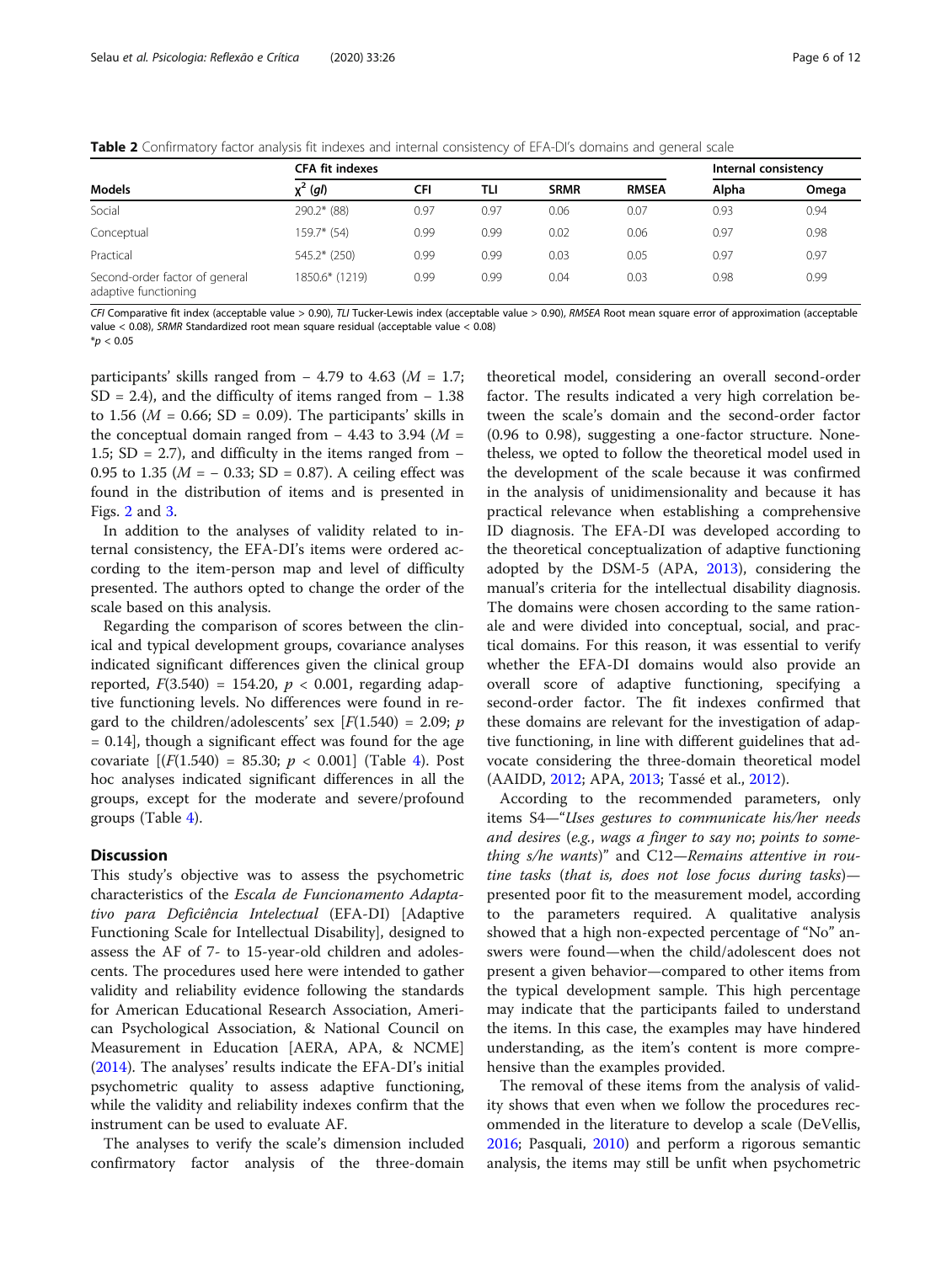**Table 2** Confirmatory factor analysis fit indexes and internal consistency of EFA-DI's domains and general scale

| Models | CFA fit indexes | | | | | Internal consistency | |
|---|---|---|---|---|---|---|---|
| | $\chi^2$ (*gl*) | CFI | TLI | SRMR | RMSEA | Alpha | Omega |
| Social | 290.2* (88) | 0.97 | 0.97 | 0.06 | 0.07 | 0.93 | 0.94 |
| Conceptual | 159.7* (54) | 0.99 | 0.99 | 0.02 | 0.06 | 0.97 | 0.98 |
| Practical | 545.2* (250) | 0.99 | 0.99 | 0.03 | 0.05 | 0.97 | 0.97 |
| Second-order factor of general adaptive functioning | 1850.6* (1219) | 0.99 | 0.99 | 0.04 | 0.03 | 0.98 | 0.99 |

*CFI* Comparative fit index (acceptable value > 0.90), *TLI* Tucker-Lewis index (acceptable value > 0.90), *RMSEA* Root mean square error of approximation (acceptable value < 0.08), *SRMR* Standardized root mean square residual (acceptable value < 0.08)
*$p < 0.05$

participants' skills ranged from − 4.79 to 4.63 ($M$ = 1.7; SD = 2.4), and the difficulty of items ranged from − 1.38 to 1.56 ($M$ = 0.66; SD = 0.09). The participants' skills in the conceptual domain ranged from − 4.43 to 3.94 ($M$ = 1.5; SD = 2.7), and difficulty in the items ranged from − 0.95 to 1.35 ($M$ = − 0.33; SD = 0.87). A ceiling effect was found in the distribution of items and is presented in Figs. 2 and 3.

In addition to the analyses of validity related to internal consistency, the EFA-DI's items were ordered according to the item-person map and level of difficulty presented. The authors opted to change the order of the scale based on this analysis.

Regarding the comparison of scores between the clinical and typical development groups, covariance analyses indicated significant differences given the clinical group reported, $F(3.540)$ = 154.20, $p$ < 0.001, regarding adaptive functioning levels. No differences were found in regard to the children/adolescents' sex [$F(1.540)$ = 2.09; $p$ = 0.14], though a significant effect was found for the age covariate [($F(1.540)$ = 85.30; $p$ < 0.001] (Table 4). Post hoc analyses indicated significant differences in all the groups, except for the moderate and severe/profound groups (Table 4).

## Discussion

This study's objective was to assess the psychometric characteristics of the *Escala de Funcionamento Adaptativo para Deficiência Intelectual* (EFA-DI) [Adaptive Functioning Scale for Intellectual Disability], designed to assess the AF of 7- to 15-year-old children and adolescents. The procedures used here were intended to gather validity and reliability evidence following the standards for American Educational Research Association, American Psychological Association, & National Council on Measurement in Education [AERA, APA, & NCME] (2014). The analyses' results indicate the EFA-DI's initial psychometric quality to assess adaptive functioning, while the validity and reliability indexes confirm that the instrument can be used to evaluate AF.

The analyses to verify the scale's dimension included confirmatory factor analysis of the three-domain theoretical model, considering an overall second-order factor. The results indicated a very high correlation between the scale's domain and the second-order factor (0.96 to 0.98), suggesting a one-factor structure. Nonetheless, we opted to follow the theoretical model used in the development of the scale because it was confirmed in the analysis of unidimensionality and because it has practical relevance when establishing a comprehensive ID diagnosis. The EFA-DI was developed according to the theoretical conceptualization of adaptive functioning adopted by the DSM-5 (APA, 2013), considering the manual's criteria for the intellectual disability diagnosis. The domains were chosen according to the same rationale and were divided into conceptual, social, and practical domains. For this reason, it was essential to verify whether the EFA-DI domains would also provide an overall score of adaptive functioning, specifying a second-order factor. The fit indexes confirmed that these domains are relevant for the investigation of adaptive functioning, in line with different guidelines that advocate considering the three-domain theoretical model (AAIDD, 2012; APA, 2013; Tassé et al., 2012).

According to the recommended parameters, only items S4—"*Uses gestures to communicate his/her needs and desires* (*e.g.*, *wags a finger to say no*; *points to something s/he wants*)" and C12—*Remains attentive in routine tasks* (*that is, does not lose focus during tasks*)—presented poor fit to the measurement model, according to the parameters required. A qualitative analysis showed that a high non-expected percentage of "No" answers were found—when the child/adolescent does not present a given behavior—compared to other items from the typical development sample. This high percentage may indicate that the participants failed to understand the items. In this case, the examples may have hindered understanding, as the item's content is more comprehensive than the examples provided.

The removal of these items from the analysis of validity shows that even when we follow the procedures recommended in the literature to develop a scale (DeVellis, 2016; Pasquali, 2010) and perform a rigorous semantic analysis, the items may still be unfit when psychometric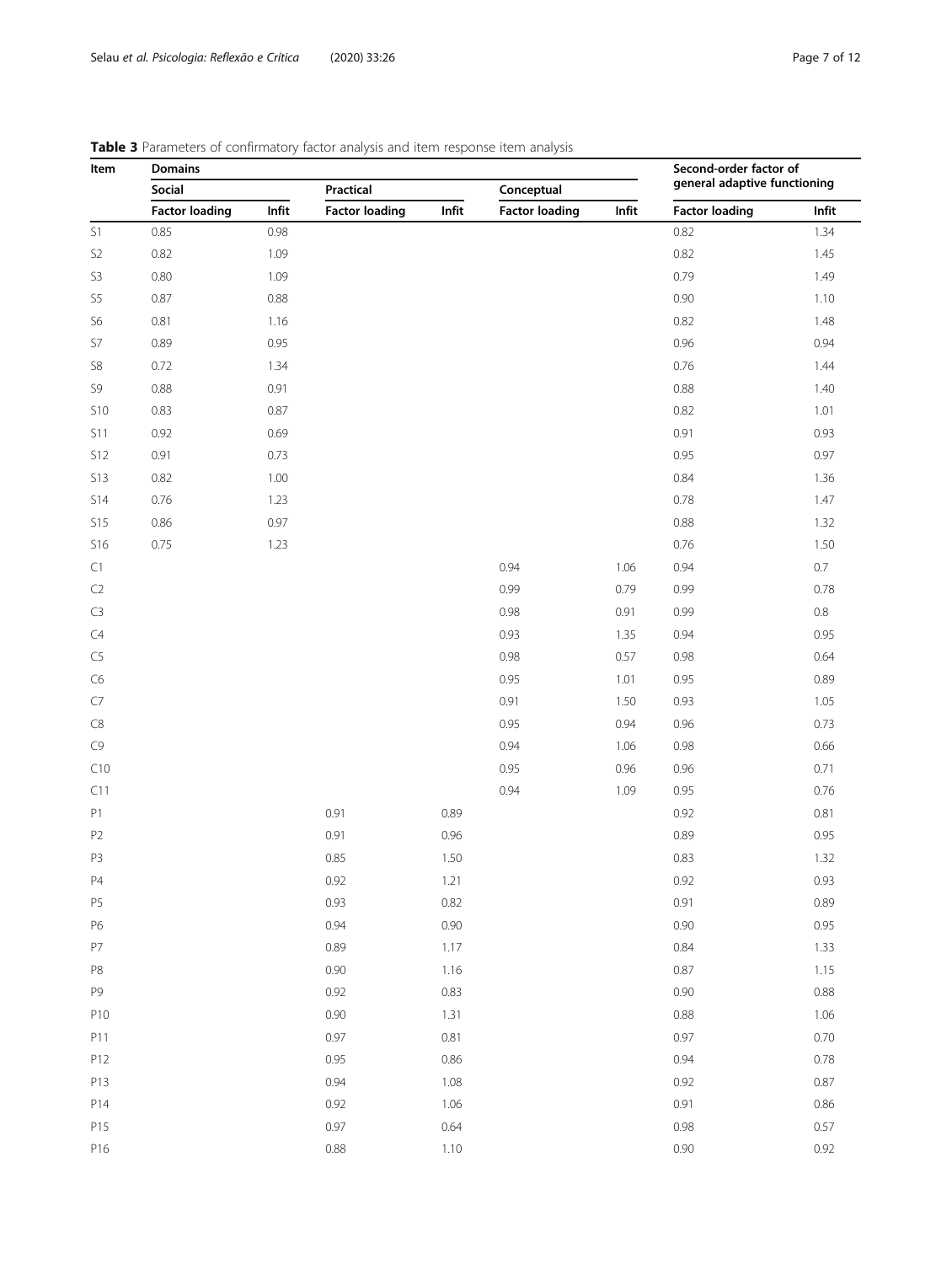**Table 3** Parameters of confirmatory factor analysis and item response item analysis

| Item | Domains | | | | | | Second-order factor of general adaptive functioning | |
|---|---|---|---|---|---|---|---|---|
| | Social | | Practical | | Conceptual | | | |
| | Factor loading | Infit | Factor loading | Infit | Factor loading | Infit | Factor loading | Infit |
| S1 | 0.85 | 0.98 | | | | | 0.82 | 1.34 |
| S2 | 0.82 | 1.09 | | | | | 0.82 | 1.45 |
| S3 | 0.80 | 1.09 | | | | | 0.79 | 1.49 |
| S5 | 0.87 | 0.88 | | | | | 0.90 | 1.10 |
| S6 | 0.81 | 1.16 | | | | | 0.82 | 1.48 |
| S7 | 0.89 | 0.95 | | | | | 0.96 | 0.94 |
| S8 | 0.72 | 1.34 | | | | | 0.76 | 1.44 |
| S9 | 0.88 | 0.91 | | | | | 0.88 | 1.40 |
| S10 | 0.83 | 0.87 | | | | | 0.82 | 1.01 |
| S11 | 0.92 | 0.69 | | | | | 0.91 | 0.93 |
| S12 | 0.91 | 0.73 | | | | | 0.95 | 0.97 |
| S13 | 0.82 | 1.00 | | | | | 0.84 | 1.36 |
| S14 | 0.76 | 1.23 | | | | | 0.78 | 1.47 |
| S15 | 0.86 | 0.97 | | | | | 0.88 | 1.32 |
| S16 | 0.75 | 1.23 | | | | | 0.76 | 1.50 |
| C1 | | | | | 0.94 | 1.06 | 0.94 | 0.7 |
| C2 | | | | | 0.99 | 0.79 | 0.99 | 0.78 |
| C3 | | | | | 0.98 | 0.91 | 0.99 | 0.8 |
| C4 | | | | | 0.93 | 1.35 | 0.94 | 0.95 |
| C5 | | | | | 0.98 | 0.57 | 0.98 | 0.64 |
| C6 | | | | | 0.95 | 1.01 | 0.95 | 0.89 |
| C7 | | | | | 0.91 | 1.50 | 0.93 | 1.05 |
| C8 | | | | | 0.95 | 0.94 | 0.96 | 0.73 |
| C9 | | | | | 0.94 | 1.06 | 0.98 | 0.66 |
| C10 | | | | | 0.95 | 0.96 | 0.96 | 0.71 |
| C11 | | | | | 0.94 | 1.09 | 0.95 | 0.76 |
| P1 | | | 0.91 | 0.89 | | | 0.92 | 0.81 |
| P2 | | | 0.91 | 0.96 | | | 0.89 | 0.95 |
| P3 | | | 0.85 | 1.50 | | | 0.83 | 1.32 |
| P4 | | | 0.92 | 1.21 | | | 0.92 | 0.93 |
| P5 | | | 0.93 | 0.82 | | | 0.91 | 0.89 |
| P6 | | | 0.94 | 0.90 | | | 0.90 | 0.95 |
| P7 | | | 0.89 | 1.17 | | | 0.84 | 1.33 |
| P8 | | | 0.90 | 1.16 | | | 0.87 | 1.15 |
| P9 | | | 0.92 | 0.83 | | | 0.90 | 0.88 |
| P10 | | | 0.90 | 1.31 | | | 0.88 | 1.06 |
| P11 | | | 0.97 | 0.81 | | | 0.97 | 0.70 |
| P12 | | | 0.95 | 0.86 | | | 0.94 | 0.78 |
| P13 | | | 0.94 | 1.08 | | | 0.92 | 0.87 |
| P14 | | | 0.92 | 1.06 | | | 0.91 | 0.86 |
| P15 | | | 0.97 | 0.64 | | | 0.98 | 0.57 |
| P16 | | | 0.88 | 1.10 | | | 0.90 | 0.92 |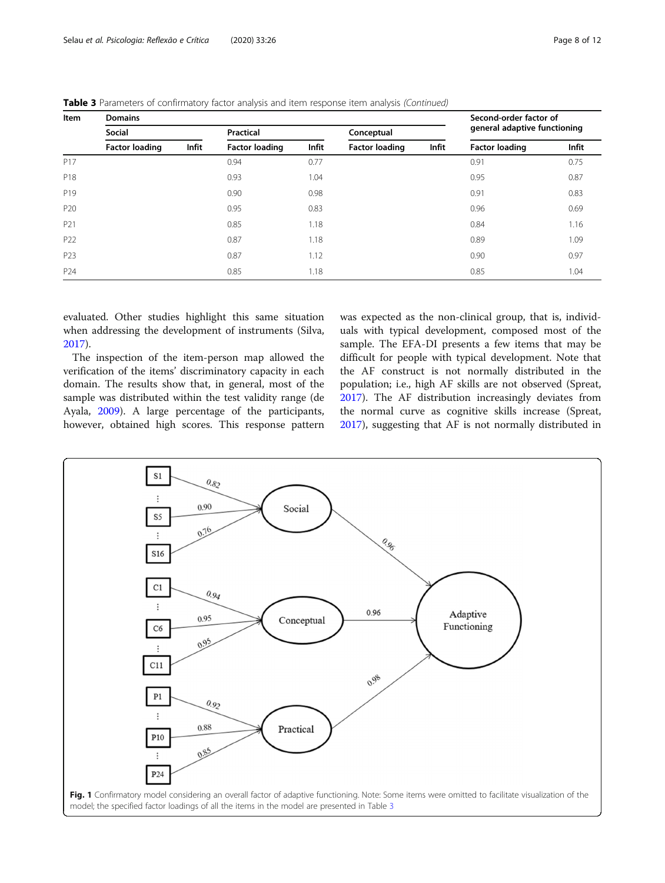**Table 3** Parameters of confirmatory factor analysis and item response item analysis *(Continued)*

| Item | Domains | | | | | | Second-order factor of general adaptive functioning | |
|---|---|---|---|---|---|---|---|---|
| | Social | | Practical | | Conceptual | | | |
| | Factor loading | Infit | Factor loading | Infit | Factor loading | Infit | Factor loading | Infit |
| P17 | | | 0.94 | 0.77 | | | 0.91 | 0.75 |
| P18 | | | 0.93 | 1.04 | | | 0.95 | 0.87 |
| P19 | | | 0.90 | 0.98 | | | 0.91 | 0.83 |
| P20 | | | 0.95 | 0.83 | | | 0.96 | 0.69 |
| P21 | | | 0.85 | 1.18 | | | 0.84 | 1.16 |
| P22 | | | 0.87 | 1.18 | | | 0.89 | 1.09 |
| P23 | | | 0.87 | 1.12 | | | 0.90 | 0.97 |
| P24 | | | 0.85 | 1.18 | | | 0.85 | 1.04 |

evaluated. Other studies highlight this same situation when addressing the development of instruments (Silva, 2017).

The inspection of the item-person map allowed the verification of the items' discriminatory capacity in each domain. The results show that, in general, most of the sample was distributed within the test validity range (de Ayala, 2009). A large percentage of the participants, however, obtained high scores. This response pattern was expected as the non-clinical group, that is, individuals with typical development, composed most of the sample. The EFA-DI presents a few items that may be difficult for people with typical development. Note that the AF construct is not normally distributed in the population; i.e., high AF skills are not observed (Spreat, 2017). The AF distribution increasingly deviates from the normal curve as cognitive skills increase (Spreat, 2017), suggesting that AF is not normally distributed in

**Fig. 1** Confirmatory model considering an overall factor of adaptive functioning. Note: Some items were omitted to facilitate visualization of the model; the specified factor loadings of all the items in the model are presented in Table 3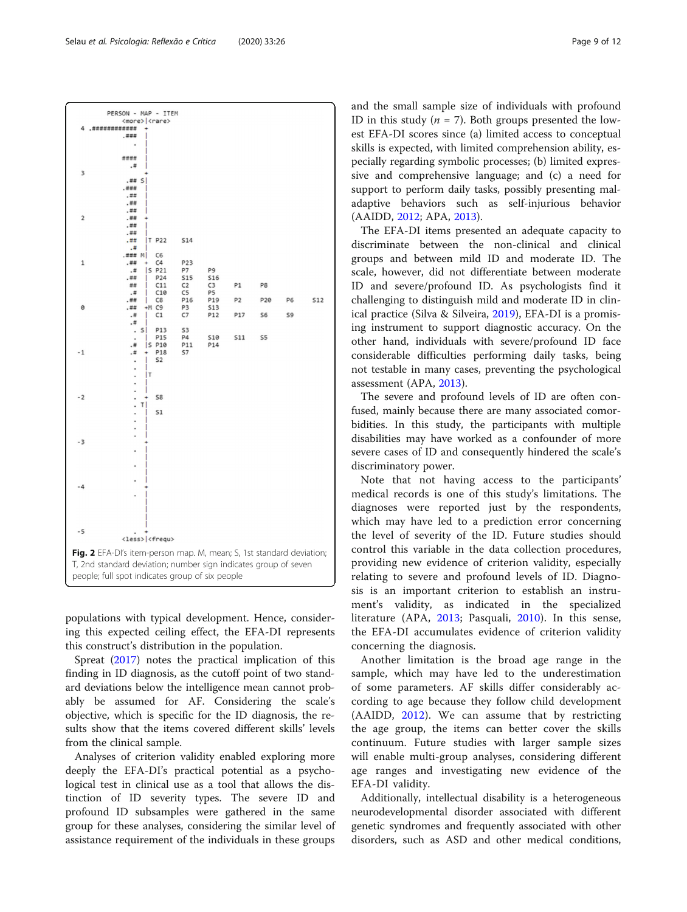```
        PERSON - MAP - ITEM
                <more>|<rare>
 4  .############  +
             .###  |
                .  |
                   |
             ####  |
               .#  |
 3                 +
            .## S|
           .###  |
             .##  |
             .##  |
             .##  |
 2           .##  +
             .##  |
             .##  |
             .##  |T P22    S14
              .#  |
           .### M|  C6
 1           .##  +  C4     P23
              .#  |S P21    P7     P9
             .##  |  P24    S15    S16
              ##  |  C11    C2     C3     P1     P8
              .#  |  C10    C5     P5
             .##  |  C8     P16    P19    P2     P20    P6     S12
 0           .##  +M C9     P3     S13
              .#  |  C1     C7     P12    P17    S6     S9
              .#  |
              . S|  P13    S3
                .  |  P15    P4     S10    S11    S5
              .#  |S P10    P11    P14
-1            .#  +  P18    S7
                .  |  S2
                .  |
                .  |T
                .  |
                .  |
-2              .  +  S8
              . T|
                .  |  S1
                .  |
                .  |
                .  |
-3                 +
                .  |
                   |
                .  |
                   |
                .  |
-4                 +
                .  |
                   |
                   |
                   |
                   |
-5              .  +
               <less>|<frequ>
```

**Fig. 2** EFA-DI's item-person map. M, mean; S, 1st standard deviation; T, 2nd standard deviation; number sign indicates group of seven people; full spot indicates group of six people

populations with typical development. Hence, considering this expected ceiling effect, the EFA-DI represents this construct's distribution in the population.

Spreat (2017) notes the practical implication of this finding in ID diagnosis, as the cutoff point of two standard deviations below the intelligence mean cannot probably be assumed for AF. Considering the scale's objective, which is specific for the ID diagnosis, the results show that the items covered different skills' levels from the clinical sample.

Analyses of criterion validity enabled exploring more deeply the EFA-DI's practical potential as a psychological test in clinical use as a tool that allows the distinction of ID severity types. The severe ID and profound ID subsamples were gathered in the same group for these analyses, considering the similar level of assistance requirement of the individuals in these groups and the small sample size of individuals with profound ID in this study ($n$ = 7). Both groups presented the lowest EFA-DI scores since (a) limited access to conceptual skills is expected, with limited comprehension ability, especially regarding symbolic processes; (b) limited expressive and comprehensive language; and (c) a need for support to perform daily tasks, possibly presenting maladaptive behaviors such as self-injurious behavior (AAIDD, 2012; APA, 2013).

The EFA-DI items presented an adequate capacity to discriminate between the non-clinical and clinical groups and between mild ID and moderate ID. The scale, however, did not differentiate between moderate ID and severe/profound ID. As psychologists find it challenging to distinguish mild and moderate ID in clinical practice (Silva & Silveira, 2019), EFA-DI is a promising instrument to support diagnostic accuracy. On the other hand, individuals with severe/profound ID face considerable difficulties performing daily tasks, being not testable in many cases, preventing the psychological assessment (APA, 2013).

The severe and profound levels of ID are often confused, mainly because there are many associated comorbidities. In this study, the participants with multiple disabilities may have worked as a confounder of more severe cases of ID and consequently hindered the scale's discriminatory power.

Note that not having access to the participants' medical records is one of this study's limitations. The diagnoses were reported just by the respondents, which may have led to a prediction error concerning the level of severity of the ID. Future studies should control this variable in the data collection procedures, providing new evidence of criterion validity, especially relating to severe and profound levels of ID. Diagnosis is an important criterion to establish an instrument's validity, as indicated in the specialized literature (APA, 2013; Pasquali, 2010). In this sense, the EFA-DI accumulates evidence of criterion validity concerning the diagnosis.

Another limitation is the broad age range in the sample, which may have led to the underestimation of some parameters. AF skills differ considerably according to age because they follow child development (AAIDD, 2012). We can assume that by restricting the age group, the items can better cover the skills continuum. Future studies with larger sample sizes will enable multi-group analyses, considering different age ranges and investigating new evidence of the EFA-DI validity.

Additionally, intellectual disability is a heterogeneous neurodevelopmental disorder associated with different genetic syndromes and frequently associated with other disorders, such as ASD and other medical conditions,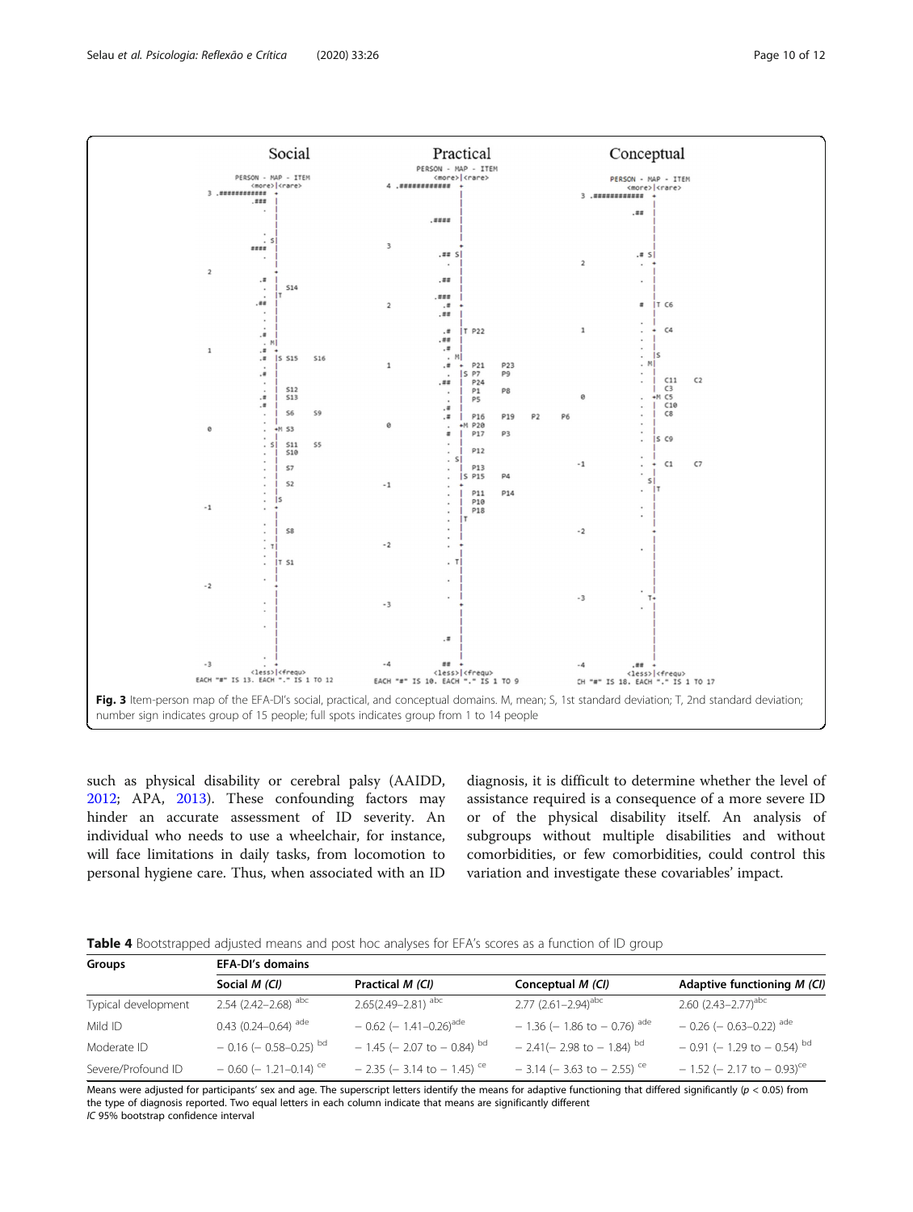Fig. 3 Item-person map of the EFA-DI's social, practical, and conceptual domains. M, mean; S, 1st standard deviation; T, 2nd standard deviation; number sign indicates group of 15 people; full spots indicates group from 1 to 14 people

such as physical disability or cerebral palsy (AAIDD, 2012; APA, 2013). These confounding factors may hinder an accurate assessment of ID severity. An individual who needs to use a wheelchair, for instance, will face limitations in daily tasks, from locomotion to personal hygiene care. Thus, when associated with an ID diagnosis, it is difficult to determine whether the level of assistance required is a consequence of a more severe ID or of the physical disability itself. An analysis of subgroups without multiple disabilities and without comorbidities, or few comorbidities, could control this variation and investigate these covariables' impact.

**Table 4** Bootstrapped adjusted means and post hoc analyses for EFA's scores as a function of ID group

| Groups | EFA-DI's domains | | | |
|---|---|---|---|---|
| | Social *M (CI)* | Practical *M (CI)* | Conceptual *M (CI)* | Adaptive functioning *M (CI)* |
| Typical development | 2.54 (2.42–2.68) [abc] | 2.65(2.49–2.81) [abc] | 2.77 (2.61–2.94)[abc] | 2.60 (2.43–2.77)[abc] |
| Mild ID | 0.43 (0.24–0.64) [ade] | − 0.62 (− 1.41–0.26)[ade] | − 1.36 (− 1.86 to − 0.76) [ade] | − 0.26 (− 0.63–0.22) [ade] |
| Moderate ID | − 0.16 (− 0.58–0.25) [bd] | − 1.45 (− 2.07 to − 0.84) [bd] | − 2.41(− 2.98 to − 1.84) [bd] | − 0.91 (− 1.29 to − 0.54) [bd] |
| Severe/Profound ID | − 0.60 (− 1.21–0.14) [ce] | − 2.35 (− 3.14 to − 1.45) [ce] | − 3.14 (− 3.63 to − 2.55) [ce] | − 1.52 (− 2.17 to − 0.93)[ce] |

Means were adjusted for participants' sex and age. The superscript letters identify the means for adaptive functioning that differed significantly ($p < 0.05$) from the type of diagnosis reported. Two equal letters in each column indicate that means are significantly different

*IC* 95% bootstrap confidence interval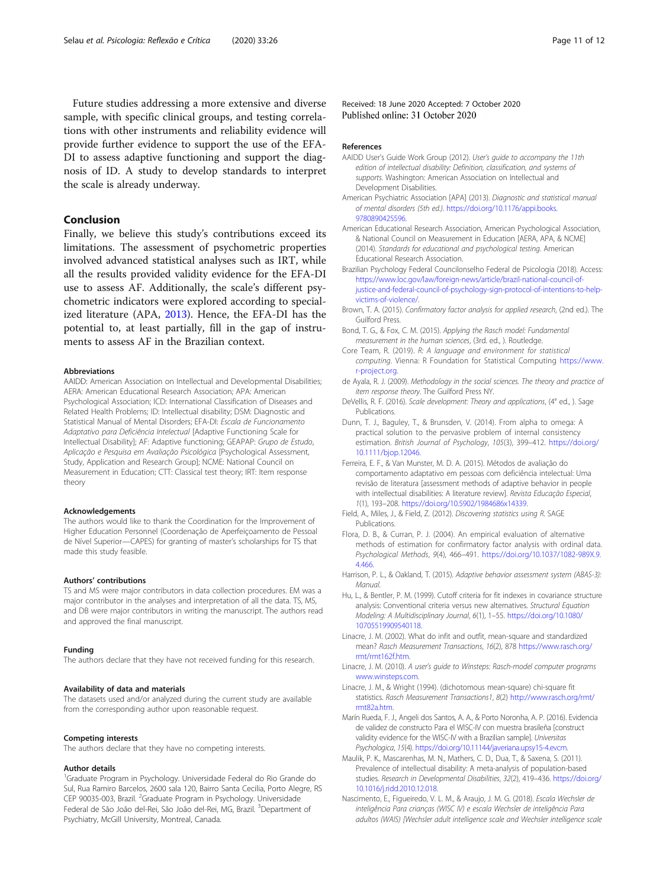Future studies addressing a more extensive and diverse sample, with specific clinical groups, and testing correlations with other instruments and reliability evidence will provide further evidence to support the use of the EFA-DI to assess adaptive functioning and support the diagnosis of ID. A study to develop standards to interpret the scale is already underway.

## Conclusion

Finally, we believe this study's contributions exceed its limitations. The assessment of psychometric properties involved advanced statistical analyses such as IRT, while all the results provided validity evidence for the EFA-DI use to assess AF. Additionally, the scale's different psychometric indicators were explored according to specialized literature (APA, 2013). Hence, the EFA-DI has the potential to, at least partially, fill in the gap of instruments to assess AF in the Brazilian context.

#### Abbreviations

AAIDD: American Association on Intellectual and Developmental Disabilities; AERA: American Educational Research Association; APA: American Psychological Association; ICD: International Classification of Diseases and Related Health Problems; ID: Intellectual disability; DSM: Diagnostic and Statistical Manual of Mental Disorders; EFA-DI: *Escala de Funcionamento Adaptativo para Deficiência Intelectual* [Adaptive Functioning Scale for Intellectual Disability]; AF: Adaptive functioning; GEAPAP: *Grupo de Estudo, Aplicação e Pesquisa em Avaliação Psicológica* [Psychological Assessment, Study, Application and Research Group]; NCME: National Council on Measurement in Education; CTT: Classical test theory; IRT: Item response theory

#### Acknowledgements

The authors would like to thank the Coordination for the Improvement of Higher Education Personnel (Coordenação de Aperfeiçoamento de Pessoal de Nível Superior—CAPES) for granting of master's scholarships for TS that made this study feasible.

#### Authors' contributions

TS and MS were major contributors in data collection procedures. EM was a major contributor in the analyses and interpretation of all the data. TS, MS, and DB were major contributors in writing the manuscript. The authors read and approved the final manuscript.

#### Funding

The authors declare that they have not received funding for this research.

#### Availability of data and materials

The datasets used and/or analyzed during the current study are available from the corresponding author upon reasonable request.

#### Competing interests

The authors declare that they have no competing interests.

#### Author details

[1]Graduate Program in Psychology. Universidade Federal do Rio Grande do Sul, Rua Ramiro Barcelos, 2600 sala 120, Bairro Santa Cecilia, Porto Alegre, RS CEP 90035-003, Brazil. [2]Graduate Program in Psychology. Universidade Federal de São João del-Rei, São João del-Rei, MG, Brazil. [3]Department of Psychiatry, McGill University, Montreal, Canada.

Received: 18 June 2020 Accepted: 7 October 2020
Published online: 31 October 2020

#### References

AAIDD User's Guide Work Group (2012). *User's guide to accompany the 11th edition of intellectual disability: Definition, classification, and systems of supports*. Washington: American Association on Intellectual and Development Disabilities.

American Psychiatric Association [APA] (2013). *Diagnostic and statistical manual of mental disorders (5th ed.)*. https://doi.org/10.1176/appi.books.9780890425596.

American Educational Research Association, American Psychological Association, & National Council on Measurement in Education [AERA, APA, & NCME] (2014). *Standards for educational and psychological testing*. American Educational Research Association.

Brazilian Psychology Federal Councilonselho Federal de Psicologia (2018). Access: https://www.loc.gov/law/foreign-news/article/brazil-national-council-of-justice-and-federal-council-of-psychology-sign-protocol-of-intentions-to-help-victims-of-violence/.

Brown, T. A. (2015). *Confirmatory factor analysis for applied research*, (2nd ed.). The Guilford Press.

Bond, T. G., & Fox, C. M. (2015). *Applying the Rasch model: Fundamental measurement in the human sciences*, (3rd. ed., ). Routledge.

Core Team, R. (2019). *R: A language and environment for statistical computing*. Vienna: R Foundation for Statistical Computing https://www.r-project.org.

de Ayala, R. J. (2009). *Methodology in the social sciences. The theory and practice of item response theory*. The Guilford Press NY.

DeVellis, R. F. (2016). *Scale development: Theory and applications*, (4° ed., ). Sage Publications.

Dunn, T. J., Baguley, T., & Brunsden, V. (2014). From alpha to omega: A practical solution to the pervasive problem of internal consistency estimation. *British Journal of Psychology*, *105*(3), 399–412. https://doi.org/10.1111/bjop.12046.

Ferreira, E. F., & Van Munster, M. D. A. (2015). Métodos de avaliação do comportamento adaptativo em pessoas com deficiência intelectual: Uma revisão de literatura [assessment methods of adaptive behavior in people with intellectual disabilities: A literature review]. *Revista Educação Especial*, *1*(1), 193–208. https://doi.org/10.5902/1984686x14339.

Field, A., Miles, J., & Field, Z. (2012). *Discovering statistics using R*. SAGE Publications.

Flora, D. B., & Curran, P. J. (2004). An empirical evaluation of alternative methods of estimation for confirmatory factor analysis with ordinal data. *Psychological Methods*, *9*(4), 466–491. https://doi.org/10.1037/1082-989X.9.4.466.

Harrison, P. L., & Oakland, T. (2015). *Adaptive behavior assessment system (ABAS-3): Manual*.

Hu, L., & Bentler, P. M. (1999). Cutoff criteria for fit indexes in covariance structure analysis: Conventional criteria versus new alternatives. *Structural Equation Modeling: A Multidisciplinary Journal*, *6*(1), 1–55. https://doi.org/10.1080/10705519909540118.

Linacre, J. M. (2002). What do infit and outfit, mean-square and standardized mean? *Rasch Measurement Transactions*, *16*(2), 878 https://www.rasch.org/rmt/rmt162f.htm.

Linacre, J. M. (2010). *A user's guide to Winsteps: Rasch-model computer programs* www.winsteps.com.

Linacre, J. M., & Wright (1994). (dichotomous mean-square) chi-square fit statistics. *Rasch Measurement Transactions1*, *8*(2) http://www.rasch.org/rmt/rmt82a.htm.

Marín Rueda, F. J., Angeli dos Santos, A. A., & Porto Noronha, A. P. (2016). Evidencia de validez de constructo Para el WISC-IV con muestra brasileña [construct validity evidence for the WISC-IV with a Brazilian sample]. *Universitas Psychologica*, *15*(4). https://doi.org/10.11144/javeriana.upsy15-4.evcm.

Maulik, P. K., Mascarenhas, M. N., Mathers, C. D., Dua, T., & Saxena, S. (2011). Prevalence of intellectual disability: A meta-analysis of population-based studies. *Research in Developmental Disabilities*, *32*(2), 419–436. https://doi.org/10.1016/j.ridd.2010.12.018.

Nascimento, E., Figueiredo, V. L. M., & Araujo, J. M. G. (2018). *Escala Wechsler de inteligência Para crianças (WISC IV) e escala Wechsler de inteligência Para adultos (WAIS) [Wechsler adult intelligence scale and Wechsler intelligence scale*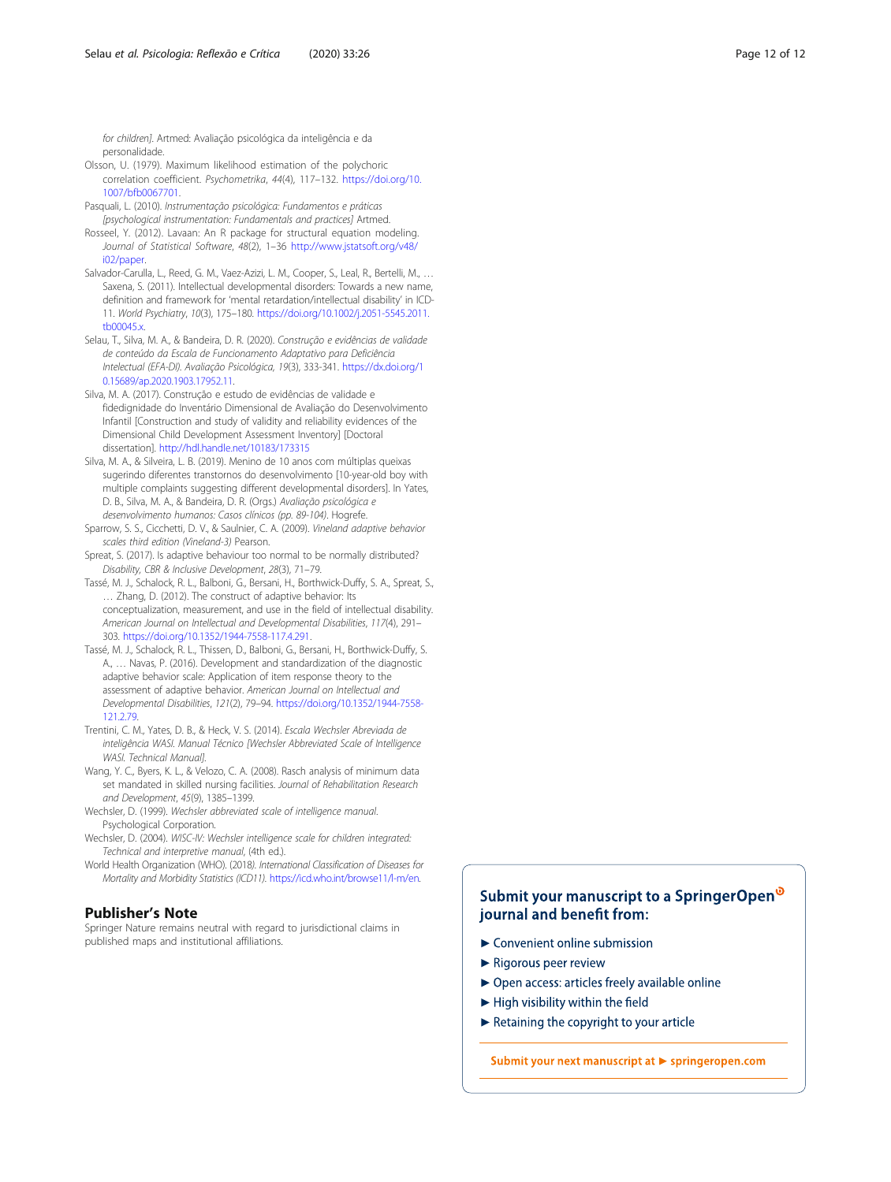*for children]*. Artmed: Avaliação psicológica da inteligência e da personalidade.

Olsson, U. (1979). Maximum likelihood estimation of the polychoric correlation coefficient. *Psychometrika*, *44*(4), 117–132. https://doi.org/10.1007/bfb0067701.

Pasquali, L. (2010). *Instrumentação psicológica: Fundamentos e práticas [psychological instrumentation: Fundamentals and practices]* Artmed.

Rosseel, Y. (2012). Lavaan: An R package for structural equation modeling. *Journal of Statistical Software*, *48*(2), 1–36 http://www.jstatsoft.org/v48/i02/paper.

Salvador-Carulla, L., Reed, G. M., Vaez-Azizi, L. M., Cooper, S., Leal, R., Bertelli, M., … Saxena, S. (2011). Intellectual developmental disorders: Towards a new name, definition and framework for 'mental retardation/intellectual disability' in ICD-11. *World Psychiatry*, *10*(3), 175–180. https://doi.org/10.1002/j.2051-5545.2011.tb00045.x.

Selau, T., Silva, M. A., & Bandeira, D. R. (2020). *Construção e evidências de validade de conteúdo da Escala de Funcionamento Adaptativo para Deficiência Intelectual (EFA-DI)*. *Avaliação Psicológica*, *19*(3), 333-341. https://dx.doi.org/10.15689/ap.2020.1903.17952.11.

Silva, M. A. (2017). Construção e estudo de evidências de validade e fidedignidade do Inventário Dimensional de Avaliação do Desenvolvimento Infantil [Construction and study of validity and reliability evidences of the Dimensional Child Development Assessment Inventory] [Doctoral dissertation]. http://hdl.handle.net/10183/173315

Silva, M. A., & Silveira, L. B. (2019). Menino de 10 anos com múltiplas queixas sugerindo diferentes transtornos do desenvolvimento [10-year-old boy with multiple complaints suggesting different developmental disorders]. In Yates, D. B., Silva, M. A., & Bandeira, D. R. (Orgs.) *Avaliação psicológica e desenvolvimento humanos: Casos clínicos (pp. 89-104)*. Hogrefe.

Sparrow, S. S., Cicchetti, D. V., & Saulnier, C. A. (2009). *Vineland adaptive behavior scales third edition (Vineland-3)* Pearson.

Spreat, S. (2017). Is adaptive behaviour too normal to be normally distributed? *Disability, CBR & Inclusive Development*, *28*(3), 71–79.

Tassé, M. J., Schalock, R. L., Balboni, G., Bersani, H., Borthwick-Duffy, S. A., Spreat, S., … Zhang, D. (2012). The construct of adaptive behavior: Its conceptualization, measurement, and use in the field of intellectual disability. *American Journal on Intellectual and Developmental Disabilities*, *117*(4), 291–303. https://doi.org/10.1352/1944-7558-117.4.291.

Tassé, M. J., Schalock, R. L., Thissen, D., Balboni, G., Bersani, H., Borthwick-Duffy, S. A., … Navas, P. (2016). Development and standardization of the diagnostic adaptive behavior scale: Application of item response theory to the assessment of adaptive behavior. *American Journal on Intellectual and Developmental Disabilities*, *121*(2), 79–94. https://doi.org/10.1352/1944-7558-121.2.79.

Trentini, C. M., Yates, D. B., & Heck, V. S. (2014). *Escala Wechsler Abreviada de inteligência WASI. Manual Técnico [Wechsler Abbreviated Scale of Intelligence WASI. Technical Manual]*.

Wang, Y. C., Byers, K. L., & Velozo, C. A. (2008). Rasch analysis of minimum data set mandated in skilled nursing facilities. *Journal of Rehabilitation Research and Development*, *45*(9), 1385–1399.

Wechsler, D. (1999). *Wechsler abbreviated scale of intelligence manual*. Psychological Corporation.

Wechsler, D. (2004). *WISC-IV: Wechsler intelligence scale for children integrated: Technical and interpretive manual*, (4th ed.).

World Health Organization (WHO). (2018*). International Classification of Diseases for Mortality and Morbidity Statistics (ICD11)*. https://icd.who.int/browse11/l-m/en.

## Publisher's Note

Springer Nature remains neutral with regard to jurisdictional claims in published maps and institutional affiliations.

**Submit your manuscript to a SpringerOpen journal and benefit from:**

- ► Convenient online submission
- ► Rigorous peer review
- ► Open access: articles freely available online
- ► High visibility within the field
- ► Retaining the copyright to your article

Submit your next manuscript at ► springeropen.com